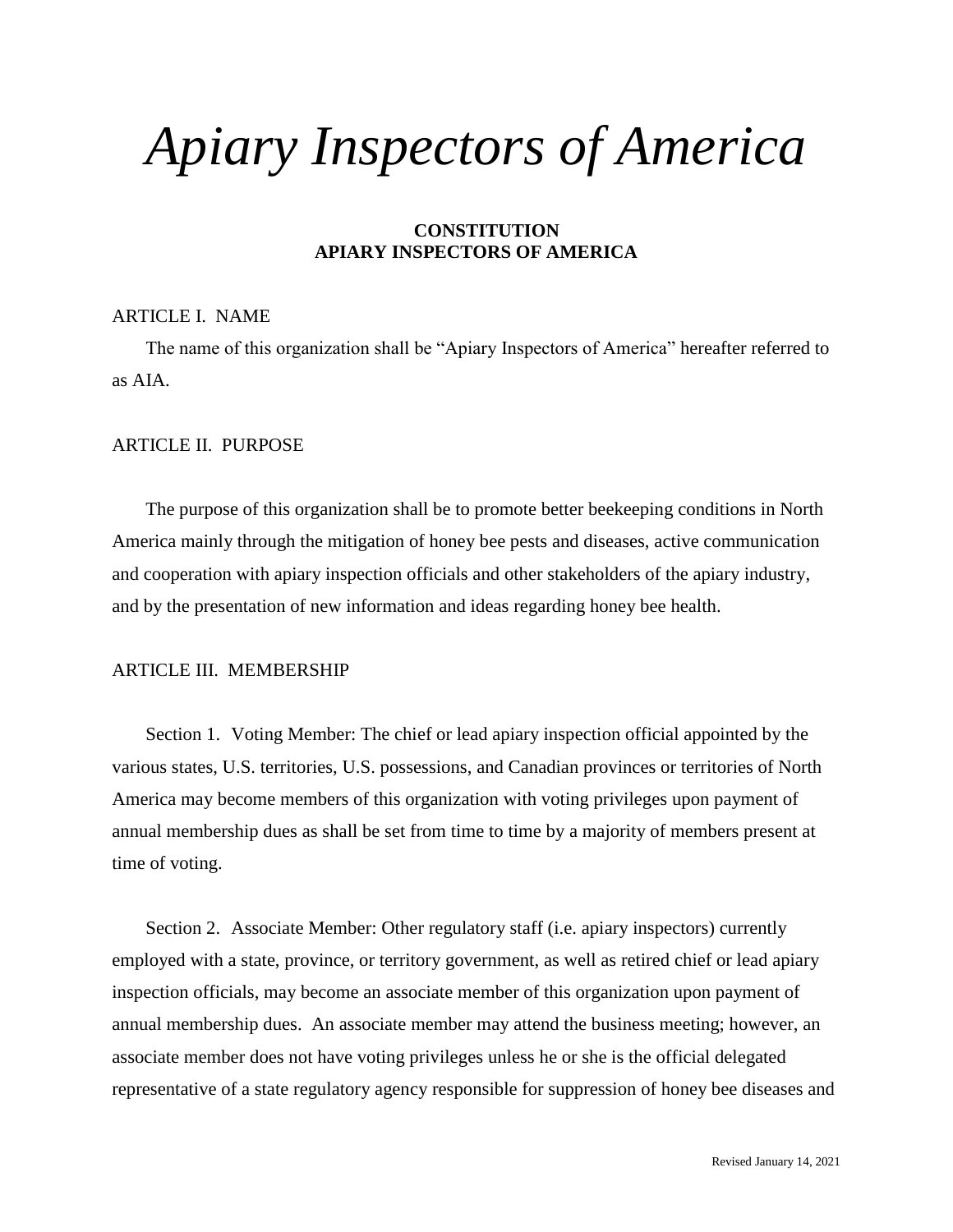# *Apiary Inspectors of America*

**CONSTITUTION**
**APIARY INSPECTORS OF AMERICA**

ARTICLE I. NAME

The name of this organization shall be "Apiary Inspectors of America" hereafter referred to as AIA.

ARTICLE II. PURPOSE

The purpose of this organization shall be to promote better beekeeping conditions in North America mainly through the mitigation of honey bee pests and diseases, active communication and cooperation with apiary inspection officials and other stakeholders of the apiary industry, and by the presentation of new information and ideas regarding honey bee health.

ARTICLE III. MEMBERSHIP

Section 1. Voting Member: The chief or lead apiary inspection official appointed by the various states, U.S. territories, U.S. possessions, and Canadian provinces or territories of North America may become members of this organization with voting privileges upon payment of annual membership dues as shall be set from time to time by a majority of members present at time of voting.

Section 2. Associate Member: Other regulatory staff (i.e. apiary inspectors) currently employed with a state, province, or territory government, as well as retired chief or lead apiary inspection officials, may become an associate member of this organization upon payment of annual membership dues. An associate member may attend the business meeting; however, an associate member does not have voting privileges unless he or she is the official delegated representative of a state regulatory agency responsible for suppression of honey bee diseases and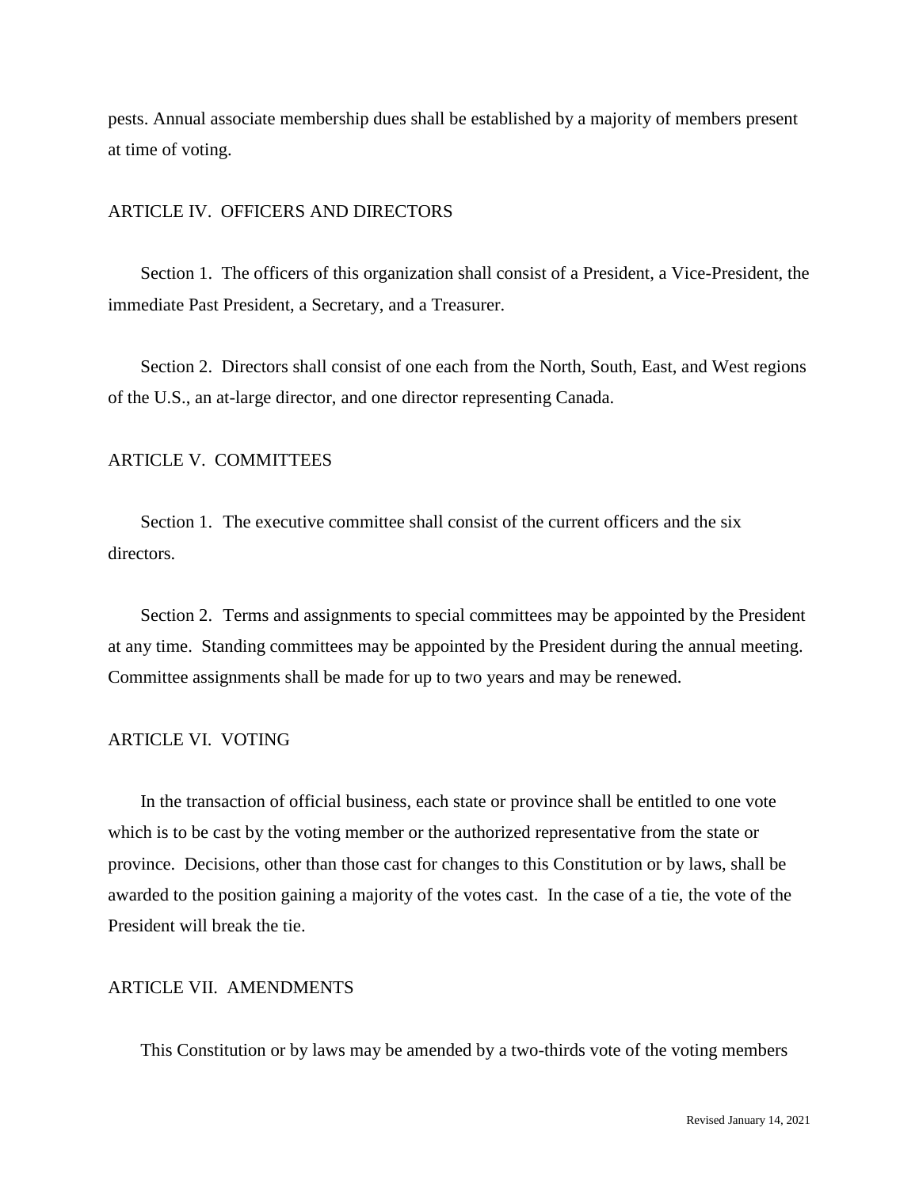pests. Annual associate membership dues shall be established by a majority of members present at time of voting.

## ARTICLE IV. OFFICERS AND DIRECTORS

Section 1. The officers of this organization shall consist of a President, a Vice-President, the immediate Past President, a Secretary, and a Treasurer.

Section 2. Directors shall consist of one each from the North, South, East, and West regions of the U.S., an at-large director, and one director representing Canada.

## ARTICLE V. COMMITTEES

Section 1. The executive committee shall consist of the current officers and the six directors.

Section 2. Terms and assignments to special committees may be appointed by the President at any time. Standing committees may be appointed by the President during the annual meeting. Committee assignments shall be made for up to two years and may be renewed.

## ARTICLE VI. VOTING

In the transaction of official business, each state or province shall be entitled to one vote which is to be cast by the voting member or the authorized representative from the state or province. Decisions, other than those cast for changes to this Constitution or by laws, shall be awarded to the position gaining a majority of the votes cast. In the case of a tie, the vote of the President will break the tie.

## ARTICLE VII. AMENDMENTS

This Constitution or by laws may be amended by a two-thirds vote of the voting members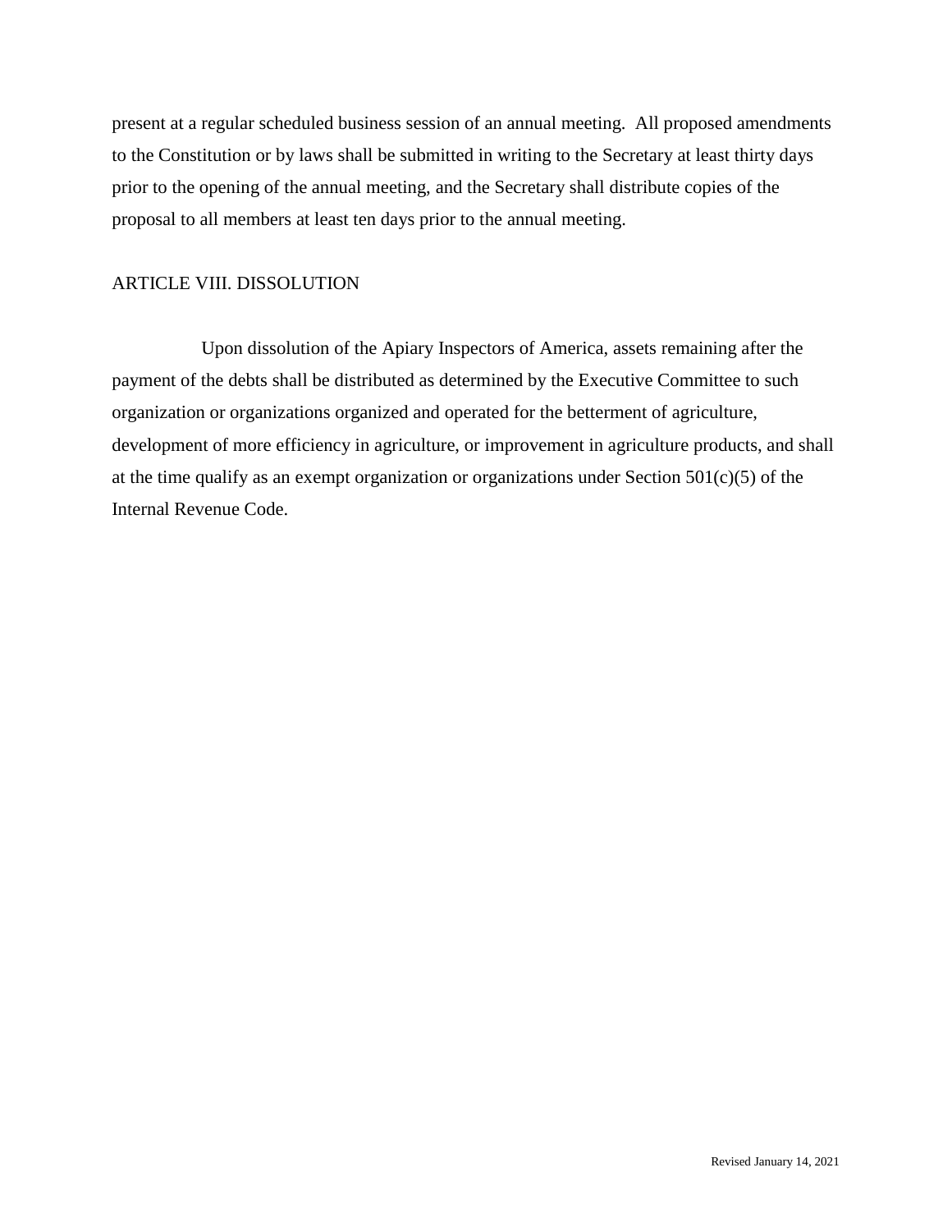present at a regular scheduled business session of an annual meeting. All proposed amendments to the Constitution or by laws shall be submitted in writing to the Secretary at least thirty days prior to the opening of the annual meeting, and the Secretary shall distribute copies of the proposal to all members at least ten days prior to the annual meeting.

## ARTICLE VIII. DISSOLUTION

Upon dissolution of the Apiary Inspectors of America, assets remaining after the payment of the debts shall be distributed as determined by the Executive Committee to such organization or organizations organized and operated for the betterment of agriculture, development of more efficiency in agriculture, or improvement in agriculture products, and shall at the time qualify as an exempt organization or organizations under Section 501(c)(5) of the Internal Revenue Code.

Revised January 14, 2021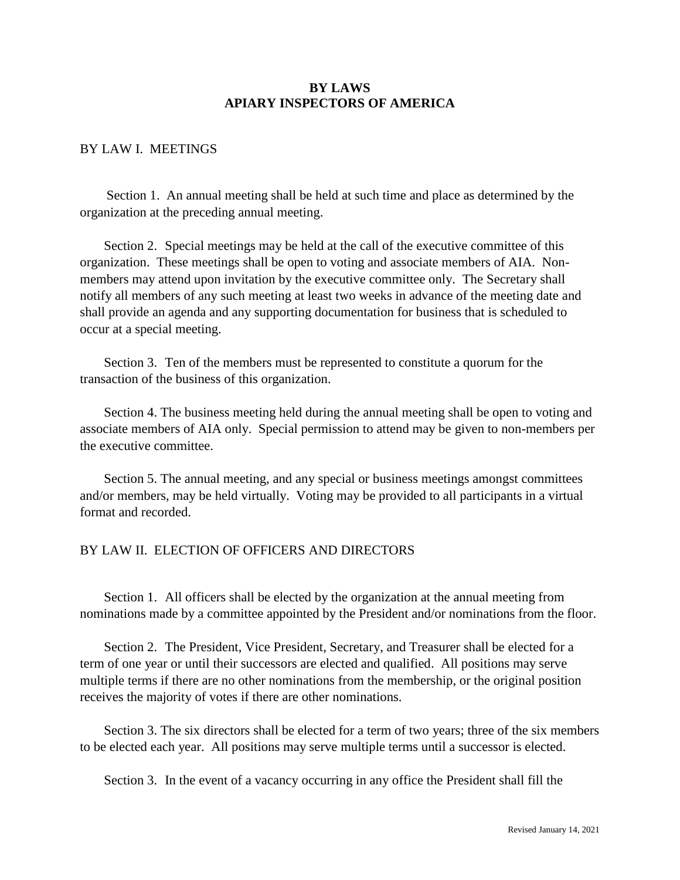# BY LAWS
# APIARY INSPECTORS OF AMERICA

## BY LAW I. MEETINGS

Section 1. An annual meeting shall be held at such time and place as determined by the organization at the preceding annual meeting.

Section 2. Special meetings may be held at the call of the executive committee of this organization. These meetings shall be open to voting and associate members of AIA. Non-members may attend upon invitation by the executive committee only. The Secretary shall notify all members of any such meeting at least two weeks in advance of the meeting date and shall provide an agenda and any supporting documentation for business that is scheduled to occur at a special meeting.

Section 3. Ten of the members must be represented to constitute a quorum for the transaction of the business of this organization.

Section 4. The business meeting held during the annual meeting shall be open to voting and associate members of AIA only. Special permission to attend may be given to non-members per the executive committee.

Section 5. The annual meeting, and any special or business meetings amongst committees and/or members, may be held virtually. Voting may be provided to all participants in a virtual format and recorded.

## BY LAW II. ELECTION OF OFFICERS AND DIRECTORS

Section 1. All officers shall be elected by the organization at the annual meeting from nominations made by a committee appointed by the President and/or nominations from the floor.

Section 2. The President, Vice President, Secretary, and Treasurer shall be elected for a term of one year or until their successors are elected and qualified. All positions may serve multiple terms if there are no other nominations from the membership, or the original position receives the majority of votes if there are other nominations.

Section 3. The six directors shall be elected for a term of two years; three of the six members to be elected each year. All positions may serve multiple terms until a successor is elected.

Section 3. In the event of a vacancy occurring in any office the President shall fill the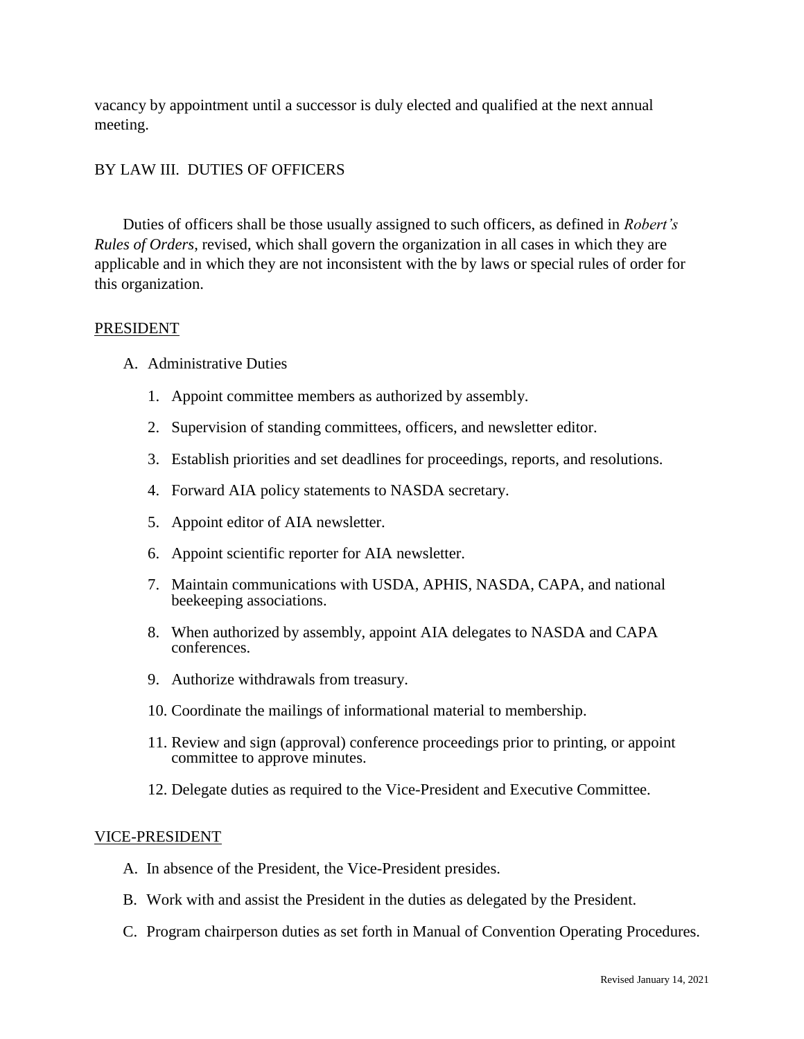vacancy by appointment until a successor is duly elected and qualified at the next annual meeting.

## BY LAW III. DUTIES OF OFFICERS

Duties of officers shall be those usually assigned to such officers, as defined in *Robert's Rules of Orders*, revised, which shall govern the organization in all cases in which they are applicable and in which they are not inconsistent with the by laws or special rules of order for this organization.

### PRESIDENT

A. Administrative Duties

1. Appoint committee members as authorized by assembly.
2. Supervision of standing committees, officers, and newsletter editor.
3. Establish priorities and set deadlines for proceedings, reports, and resolutions.
4. Forward AIA policy statements to NASDA secretary.
5. Appoint editor of AIA newsletter.
6. Appoint scientific reporter for AIA newsletter.
7. Maintain communications with USDA, APHIS, NASDA, CAPA, and national beekeeping associations.
8. When authorized by assembly, appoint AIA delegates to NASDA and CAPA conferences.
9. Authorize withdrawals from treasury.
10. Coordinate the mailings of informational material to membership.
11. Review and sign (approval) conference proceedings prior to printing, or appoint committee to approve minutes.
12. Delegate duties as required to the Vice-President and Executive Committee.

### VICE-PRESIDENT

A. In absence of the President, the Vice-President presides.

B. Work with and assist the President in the duties as delegated by the President.

C. Program chairperson duties as set forth in Manual of Convention Operating Procedures.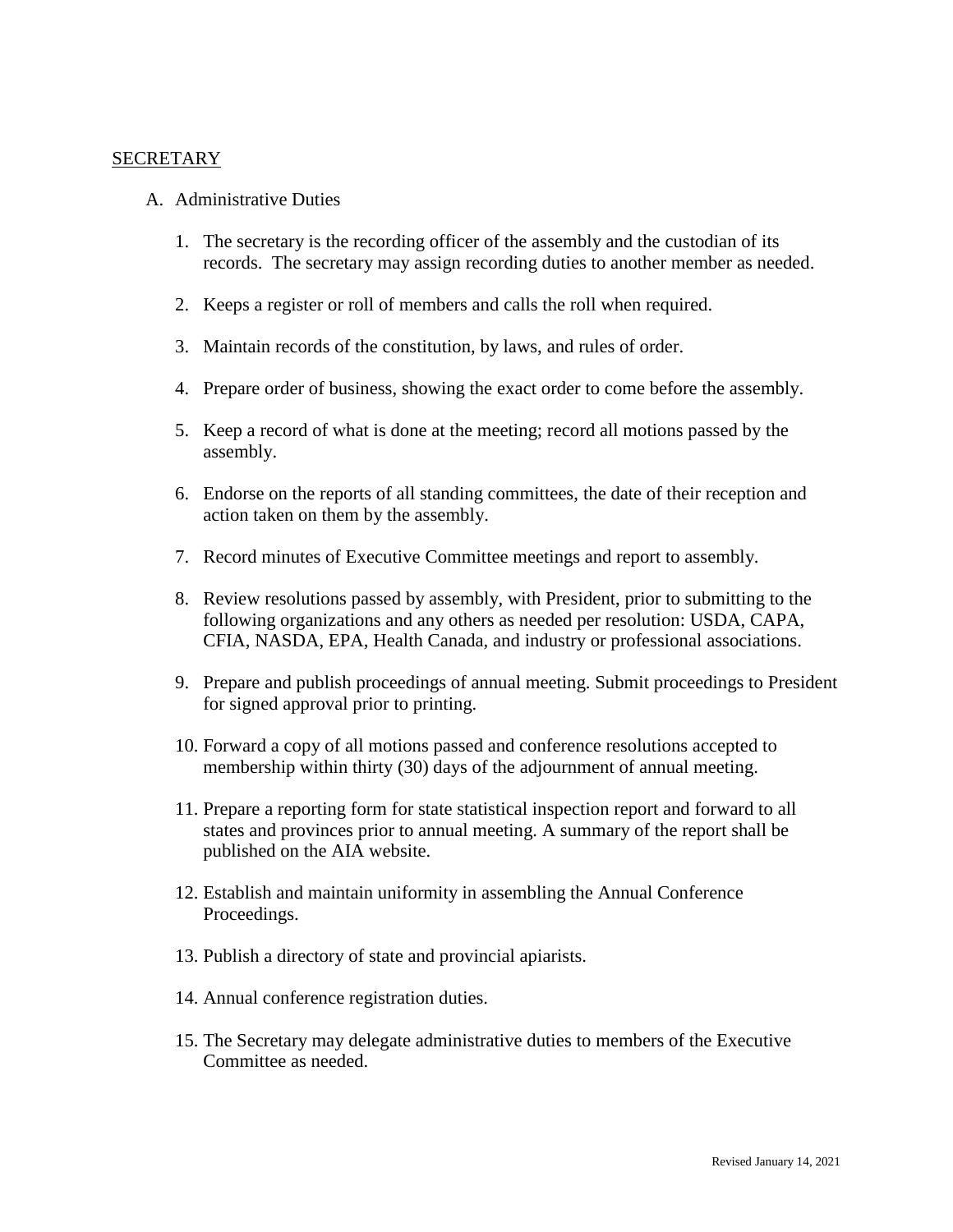## SECRETARY

A. Administrative Duties

1. The secretary is the recording officer of the assembly and the custodian of its records. The secretary may assign recording duties to another member as needed.

2. Keeps a register or roll of members and calls the roll when required.

3. Maintain records of the constitution, by laws, and rules of order.

4. Prepare order of business, showing the exact order to come before the assembly.

5. Keep a record of what is done at the meeting; record all motions passed by the assembly.

6. Endorse on the reports of all standing committees, the date of their reception and action taken on them by the assembly.

7. Record minutes of Executive Committee meetings and report to assembly.

8. Review resolutions passed by assembly, with President, prior to submitting to the following organizations and any others as needed per resolution: USDA, CAPA, CFIA, NASDA, EPA, Health Canada, and industry or professional associations.

9. Prepare and publish proceedings of annual meeting. Submit proceedings to President for signed approval prior to printing.

10. Forward a copy of all motions passed and conference resolutions accepted to membership within thirty (30) days of the adjournment of annual meeting.

11. Prepare a reporting form for state statistical inspection report and forward to all states and provinces prior to annual meeting. A summary of the report shall be published on the AIA website.

12. Establish and maintain uniformity in assembling the Annual Conference Proceedings.

13. Publish a directory of state and provincial apiarists.

14. Annual conference registration duties.

15. The Secretary may delegate administrative duties to members of the Executive Committee as needed.

Revised January 14, 2021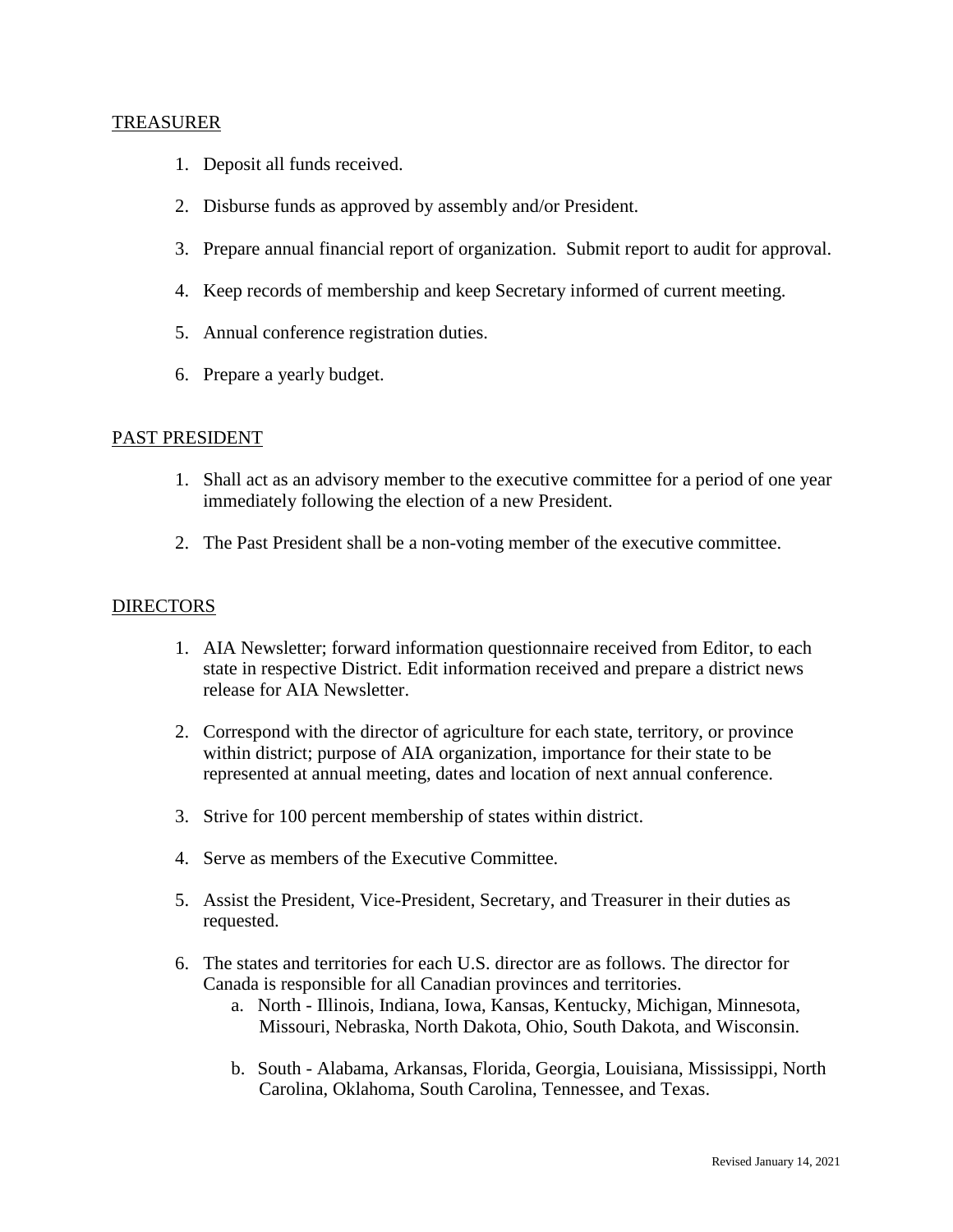TREASURER

1. Deposit all funds received.

2. Disburse funds as approved by assembly and/or President.

3. Prepare annual financial report of organization. Submit report to audit for approval.

4. Keep records of membership and keep Secretary informed of current meeting.

5. Annual conference registration duties.

6. Prepare a yearly budget.

PAST PRESIDENT

1. Shall act as an advisory member to the executive committee for a period of one year immediately following the election of a new President.

2. The Past President shall be a non-voting member of the executive committee.

DIRECTORS

1. AIA Newsletter; forward information questionnaire received from Editor, to each state in respective District. Edit information received and prepare a district news release for AIA Newsletter.

2. Correspond with the director of agriculture for each state, territory, or province within district; purpose of AIA organization, importance for their state to be represented at annual meeting, dates and location of next annual conference.

3. Strive for 100 percent membership of states within district.

4. Serve as members of the Executive Committee.

5. Assist the President, Vice-President, Secretary, and Treasurer in their duties as requested.

6. The states and territories for each U.S. director are as follows. The director for Canada is responsible for all Canadian provinces and territories.
   a. North - Illinois, Indiana, Iowa, Kansas, Kentucky, Michigan, Minnesota, Missouri, Nebraska, North Dakota, Ohio, South Dakota, and Wisconsin.

   b. South - Alabama, Arkansas, Florida, Georgia, Louisiana, Mississippi, North Carolina, Oklahoma, South Carolina, Tennessee, and Texas.

Revised January 14, 2021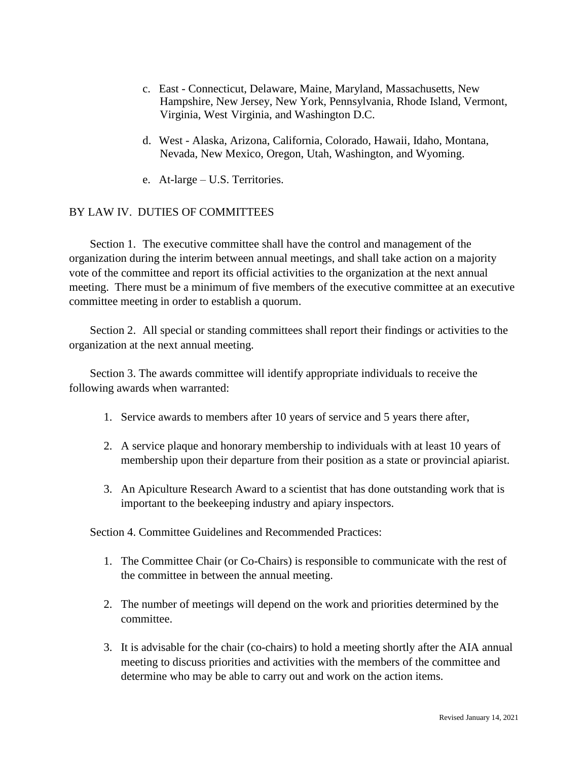c. East - Connecticut, Delaware, Maine, Maryland, Massachusetts, New Hampshire, New Jersey, New York, Pennsylvania, Rhode Island, Vermont, Virginia, West Virginia, and Washington D.C.

d. West - Alaska, Arizona, California, Colorado, Hawaii, Idaho, Montana, Nevada, New Mexico, Oregon, Utah, Washington, and Wyoming.

e. At-large – U.S. Territories.

BY LAW IV. DUTIES OF COMMITTEES

Section 1. The executive committee shall have the control and management of the organization during the interim between annual meetings, and shall take action on a majority vote of the committee and report its official activities to the organization at the next annual meeting. There must be a minimum of five members of the executive committee at an executive committee meeting in order to establish a quorum.

Section 2. All special or standing committees shall report their findings or activities to the organization at the next annual meeting.

Section 3. The awards committee will identify appropriate individuals to receive the following awards when warranted:

1. Service awards to members after 10 years of service and 5 years there after,
2. A service plaque and honorary membership to individuals with at least 10 years of membership upon their departure from their position as a state or provincial apiarist.
3. An Apiculture Research Award to a scientist that has done outstanding work that is important to the beekeeping industry and apiary inspectors.

Section 4. Committee Guidelines and Recommended Practices:

1. The Committee Chair (or Co-Chairs) is responsible to communicate with the rest of the committee in between the annual meeting.
2. The number of meetings will depend on the work and priorities determined by the committee.
3. It is advisable for the chair (co-chairs) to hold a meeting shortly after the AIA annual meeting to discuss priorities and activities with the members of the committee and determine who may be able to carry out and work on the action items.

Revised January 14, 2021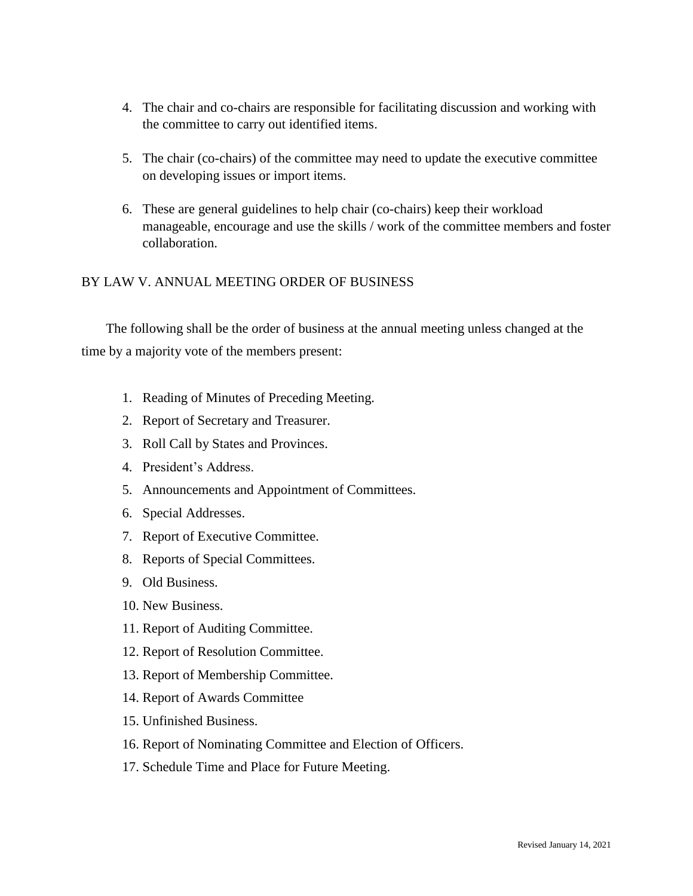4. The chair and co-chairs are responsible for facilitating discussion and working with the committee to carry out identified items.

5. The chair (co-chairs) of the committee may need to update the executive committee on developing issues or import items.

6. These are general guidelines to help chair (co-chairs) keep their workload manageable, encourage and use the skills / work of the committee members and foster collaboration.

## BY LAW V. ANNUAL MEETING ORDER OF BUSINESS

The following shall be the order of business at the annual meeting unless changed at the time by a majority vote of the members present:

1. Reading of Minutes of Preceding Meeting.
2. Report of Secretary and Treasurer.
3. Roll Call by States and Provinces.
4. President's Address.
5. Announcements and Appointment of Committees.
6. Special Addresses.
7. Report of Executive Committee.
8. Reports of Special Committees.
9. Old Business.
10. New Business.
11. Report of Auditing Committee.
12. Report of Resolution Committee.
13. Report of Membership Committee.
14. Report of Awards Committee
15. Unfinished Business.
16. Report of Nominating Committee and Election of Officers.
17. Schedule Time and Place for Future Meeting.

Revised January 14, 2021